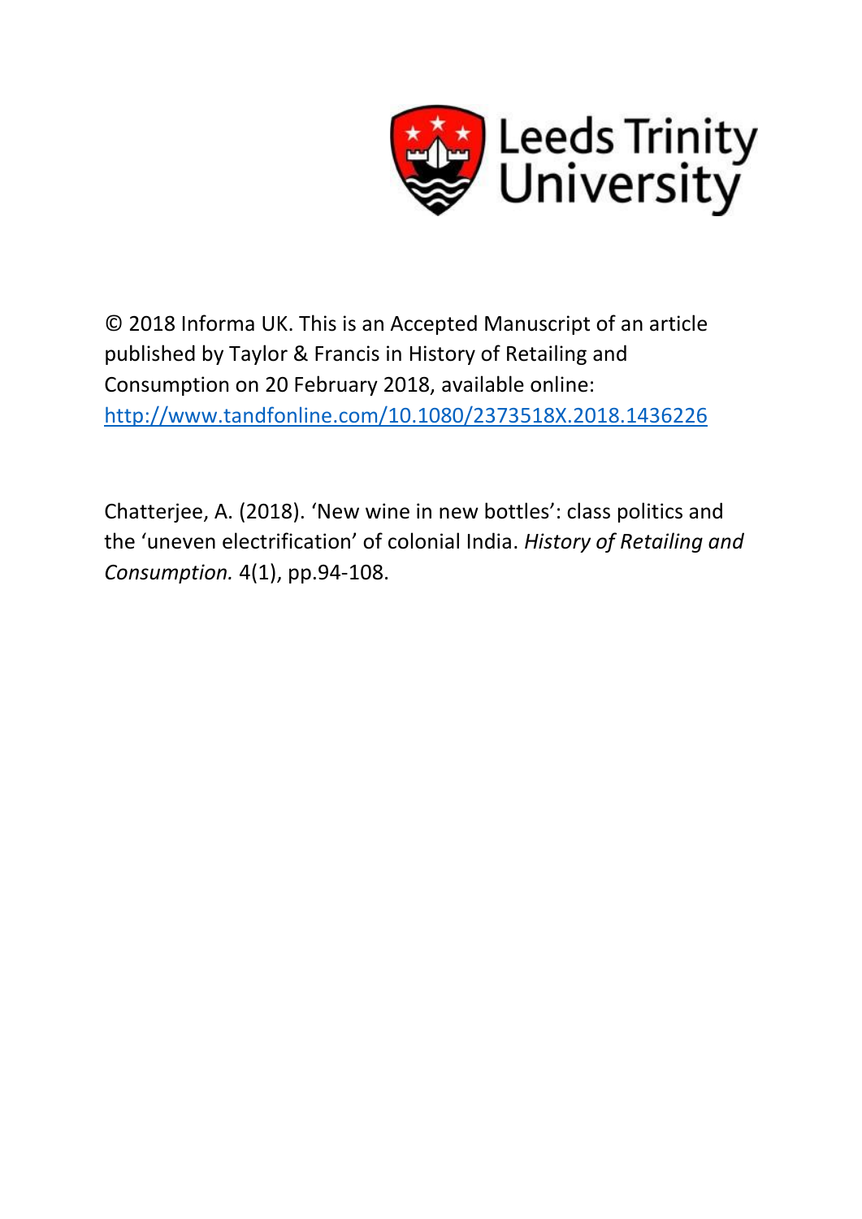Leeds Trinity University

© 2018 Informa UK. This is an Accepted Manuscript of an article published by Taylor & Francis in History of Retailing and Consumption on 20 February 2018, available online: http://www.tandfonline.com/10.1080/2373518X.2018.1436226

Chatterjee, A. (2018). 'New wine in new bottles': class politics and the 'uneven electrification' of colonial India. *History of Retailing and Consumption.* 4(1), pp.94-108.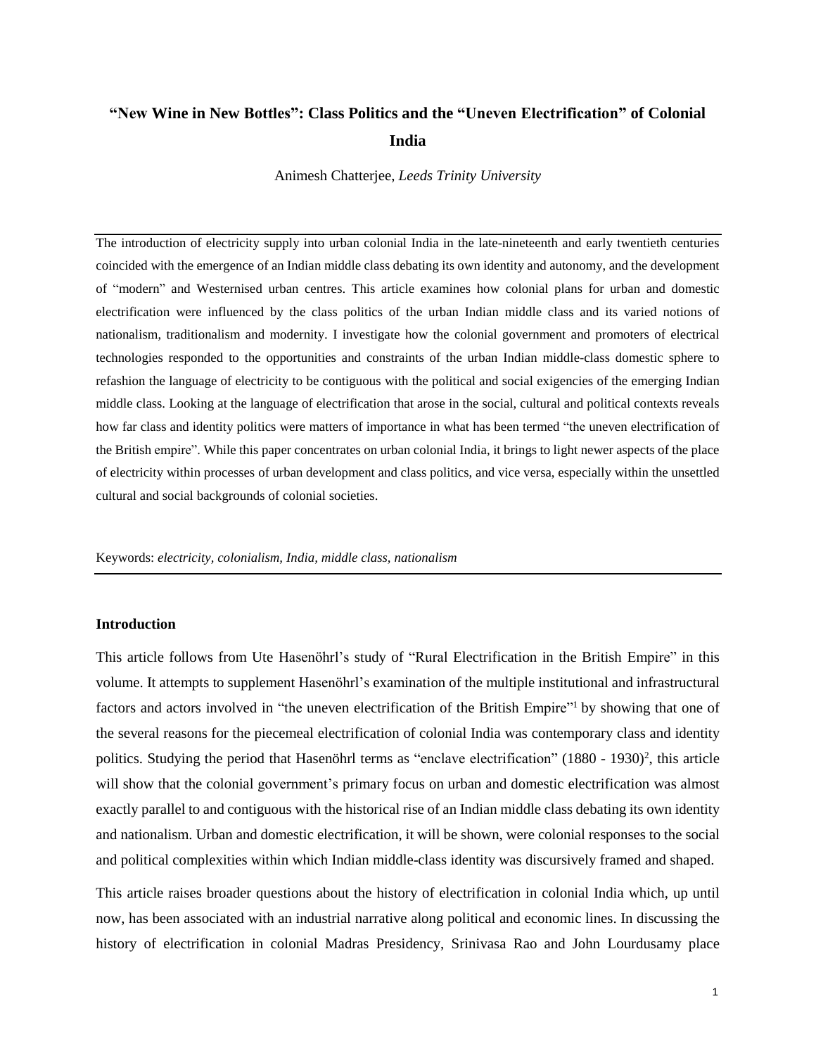# “New Wine in New Bottles”: Class Politics and the “Uneven Electrification” of Colonial India

Animesh Chatterjee, *Leeds Trinity University*

The introduction of electricity supply into urban colonial India in the late-nineteenth and early twentieth centuries coincided with the emergence of an Indian middle class debating its own identity and autonomy, and the development of “modern” and Westernised urban centres. This article examines how colonial plans for urban and domestic electrification were influenced by the class politics of the urban Indian middle class and its varied notions of nationalism, traditionalism and modernity. I investigate how the colonial government and promoters of electrical technologies responded to the opportunities and constraints of the urban Indian middle-class domestic sphere to refashion the language of electricity to be contiguous with the political and social exigencies of the emerging Indian middle class. Looking at the language of electrification that arose in the social, cultural and political contexts reveals how far class and identity politics were matters of importance in what has been termed “the uneven electrification of the British empire”. While this paper concentrates on urban colonial India, it brings to light newer aspects of the place of electricity within processes of urban development and class politics, and vice versa, especially within the unsettled cultural and social backgrounds of colonial societies.

Keywords: *electricity, colonialism, India, middle class, nationalism*

### Introduction

This article follows from Ute Hasenöhrl’s study of “Rural Electrification in the British Empire” in this volume. It attempts to supplement Hasenöhrl’s examination of the multiple institutional and infrastructural factors and actors involved in “the uneven electrification of the British Empire”[1] by showing that one of the several reasons for the piecemeal electrification of colonial India was contemporary class and identity politics. Studying the period that Hasenöhrl terms as “enclave electrification” (1880 - 1930)[2], this article will show that the colonial government’s primary focus on urban and domestic electrification was almost exactly parallel to and contiguous with the historical rise of an Indian middle class debating its own identity and nationalism. Urban and domestic electrification, it will be shown, were colonial responses to the social and political complexities within which Indian middle-class identity was discursively framed and shaped.

This article raises broader questions about the history of electrification in colonial India which, up until now, has been associated with an industrial narrative along political and economic lines. In discussing the history of electrification in colonial Madras Presidency, Srinivasa Rao and John Lourdusamy place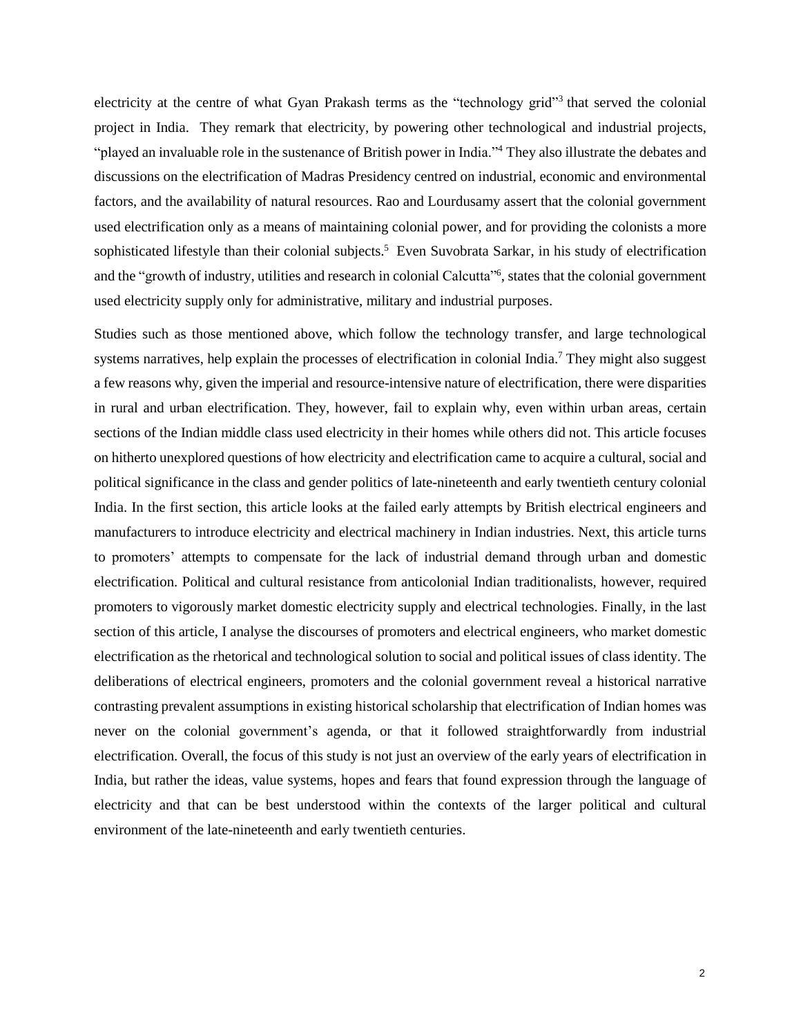electricity at the centre of what Gyan Prakash terms as the "technology grid"[3] that served the colonial project in India. They remark that electricity, by powering other technological and industrial projects, "played an invaluable role in the sustenance of British power in India."[4] They also illustrate the debates and discussions on the electrification of Madras Presidency centred on industrial, economic and environmental factors, and the availability of natural resources. Rao and Lourdusamy assert that the colonial government used electrification only as a means of maintaining colonial power, and for providing the colonists a more sophisticated lifestyle than their colonial subjects.[5] Even Suvobrata Sarkar, in his study of electrification and the "growth of industry, utilities and research in colonial Calcutta"[6], states that the colonial government used electricity supply only for administrative, military and industrial purposes.

Studies such as those mentioned above, which follow the technology transfer, and large technological systems narratives, help explain the processes of electrification in colonial India.[7] They might also suggest a few reasons why, given the imperial and resource-intensive nature of electrification, there were disparities in rural and urban electrification. They, however, fail to explain why, even within urban areas, certain sections of the Indian middle class used electricity in their homes while others did not. This article focuses on hitherto unexplored questions of how electricity and electrification came to acquire a cultural, social and political significance in the class and gender politics of late-nineteenth and early twentieth century colonial India. In the first section, this article looks at the failed early attempts by British electrical engineers and manufacturers to introduce electricity and electrical machinery in Indian industries. Next, this article turns to promoters' attempts to compensate for the lack of industrial demand through urban and domestic electrification. Political and cultural resistance from anticolonial Indian traditionalists, however, required promoters to vigorously market domestic electricity supply and electrical technologies. Finally, in the last section of this article, I analyse the discourses of promoters and electrical engineers, who market domestic electrification as the rhetorical and technological solution to social and political issues of class identity. The deliberations of electrical engineers, promoters and the colonial government reveal a historical narrative contrasting prevalent assumptions in existing historical scholarship that electrification of Indian homes was never on the colonial government's agenda, or that it followed straightforwardly from industrial electrification. Overall, the focus of this study is not just an overview of the early years of electrification in India, but rather the ideas, value systems, hopes and fears that found expression through the language of electricity and that can be best understood within the contexts of the larger political and cultural environment of the late-nineteenth and early twentieth centuries.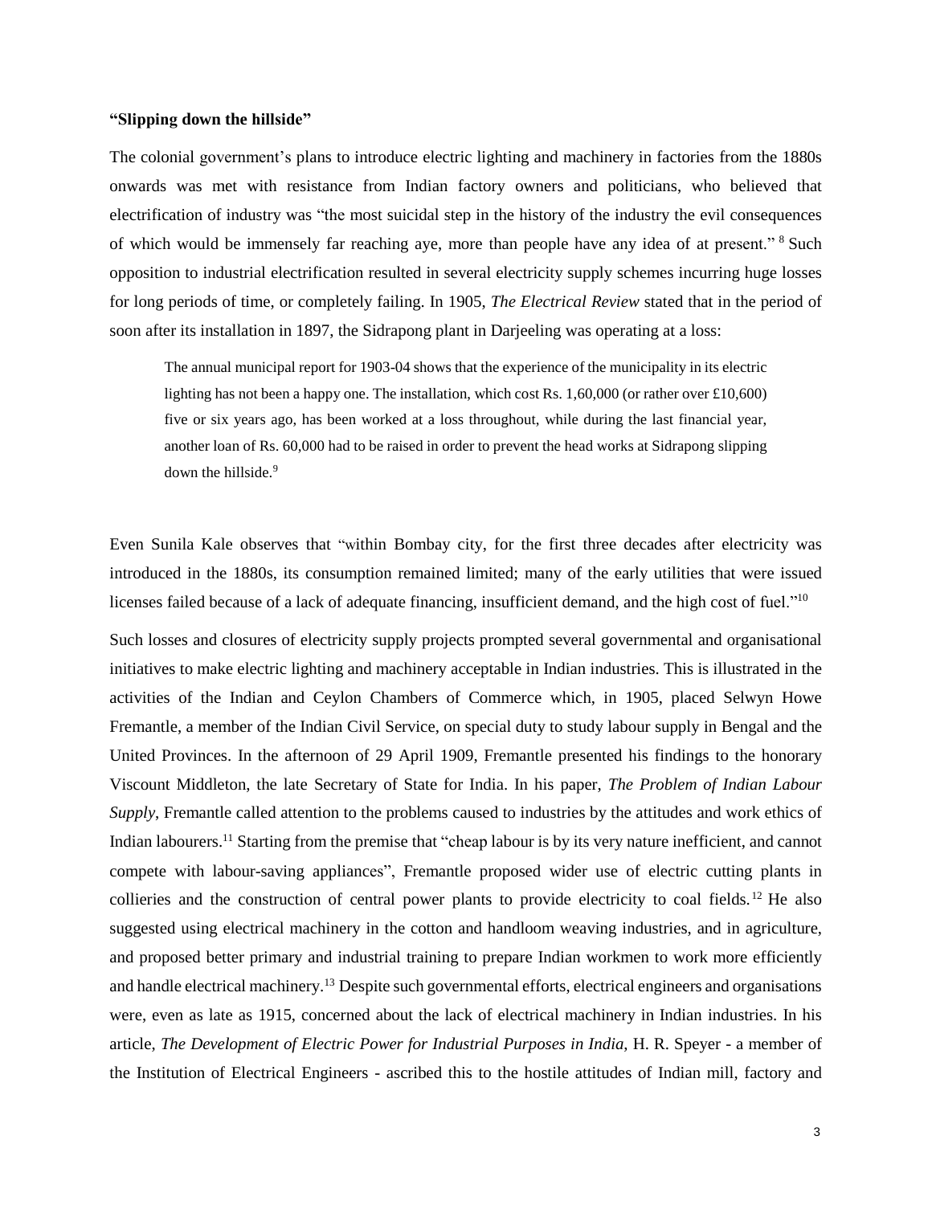**"Slipping down the hillside"**

The colonial government's plans to introduce electric lighting and machinery in factories from the 1880s onwards was met with resistance from Indian factory owners and politicians, who believed that electrification of industry was "the most suicidal step in the history of the industry the evil consequences of which would be immensely far reaching aye, more than people have any idea of at present." [8] Such opposition to industrial electrification resulted in several electricity supply schemes incurring huge losses for long periods of time, or completely failing. In 1905, *The Electrical Review* stated that in the period of soon after its installation in 1897, the Sidrapong plant in Darjeeling was operating at a loss:

> The annual municipal report for 1903-04 shows that the experience of the municipality in its electric lighting has not been a happy one. The installation, which cost Rs. 1,60,000 (or rather over £10,600) five or six years ago, has been worked at a loss throughout, while during the last financial year, another loan of Rs. 60,000 had to be raised in order to prevent the head works at Sidrapong slipping down the hillside.[9]

Even Sunila Kale observes that "within Bombay city, for the first three decades after electricity was introduced in the 1880s, its consumption remained limited; many of the early utilities that were issued licenses failed because of a lack of adequate financing, insufficient demand, and the high cost of fuel."[10]

Such losses and closures of electricity supply projects prompted several governmental and organisational initiatives to make electric lighting and machinery acceptable in Indian industries. This is illustrated in the activities of the Indian and Ceylon Chambers of Commerce which, in 1905, placed Selwyn Howe Fremantle, a member of the Indian Civil Service, on special duty to study labour supply in Bengal and the United Provinces. In the afternoon of 29 April 1909, Fremantle presented his findings to the honorary Viscount Middleton, the late Secretary of State for India. In his paper, *The Problem of Indian Labour Supply*, Fremantle called attention to the problems caused to industries by the attitudes and work ethics of Indian labourers.[11] Starting from the premise that "cheap labour is by its very nature inefficient, and cannot compete with labour-saving appliances", Fremantle proposed wider use of electric cutting plants in collieries and the construction of central power plants to provide electricity to coal fields.[12] He also suggested using electrical machinery in the cotton and handloom weaving industries, and in agriculture, and proposed better primary and industrial training to prepare Indian workmen to work more efficiently and handle electrical machinery.[13] Despite such governmental efforts, electrical engineers and organisations were, even as late as 1915, concerned about the lack of electrical machinery in Indian industries. In his article, *The Development of Electric Power for Industrial Purposes in India*, H. R. Speyer - a member of the Institution of Electrical Engineers - ascribed this to the hostile attitudes of Indian mill, factory and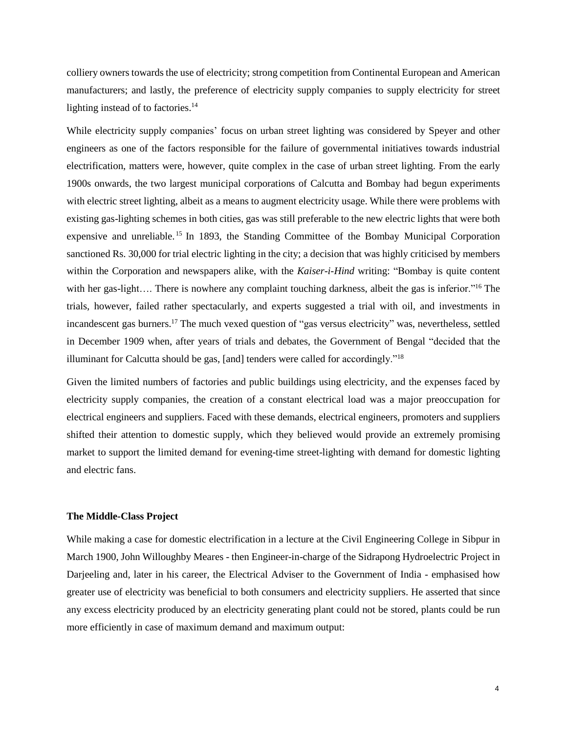colliery owners towards the use of electricity; strong competition from Continental European and American manufacturers; and lastly, the preference of electricity supply companies to supply electricity for street lighting instead of to factories.[14]

While electricity supply companies' focus on urban street lighting was considered by Speyer and other engineers as one of the factors responsible for the failure of governmental initiatives towards industrial electrification, matters were, however, quite complex in the case of urban street lighting. From the early 1900s onwards, the two largest municipal corporations of Calcutta and Bombay had begun experiments with electric street lighting, albeit as a means to augment electricity usage. While there were problems with existing gas-lighting schemes in both cities, gas was still preferable to the new electric lights that were both expensive and unreliable.[15] In 1893, the Standing Committee of the Bombay Municipal Corporation sanctioned Rs. 30,000 for trial electric lighting in the city; a decision that was highly criticised by members within the Corporation and newspapers alike, with the *Kaiser-i-Hind* writing: "Bombay is quite content with her gas-light…. There is nowhere any complaint touching darkness, albeit the gas is inferior."[16] The trials, however, failed rather spectacularly, and experts suggested a trial with oil, and investments in incandescent gas burners.[17] The much vexed question of "gas versus electricity" was, nevertheless, settled in December 1909 when, after years of trials and debates, the Government of Bengal "decided that the illuminant for Calcutta should be gas, [and] tenders were called for accordingly."[18]

Given the limited numbers of factories and public buildings using electricity, and the expenses faced by electricity supply companies, the creation of a constant electrical load was a major preoccupation for electrical engineers and suppliers. Faced with these demands, electrical engineers, promoters and suppliers shifted their attention to domestic supply, which they believed would provide an extremely promising market to support the limited demand for evening-time street-lighting with demand for domestic lighting and electric fans.

### The Middle-Class Project

While making a case for domestic electrification in a lecture at the Civil Engineering College in Sibpur in March 1900, John Willoughby Meares - then Engineer-in-charge of the Sidrapong Hydroelectric Project in Darjeeling and, later in his career, the Electrical Adviser to the Government of India - emphasised how greater use of electricity was beneficial to both consumers and electricity suppliers. He asserted that since any excess electricity produced by an electricity generating plant could not be stored, plants could be run more efficiently in case of maximum demand and maximum output: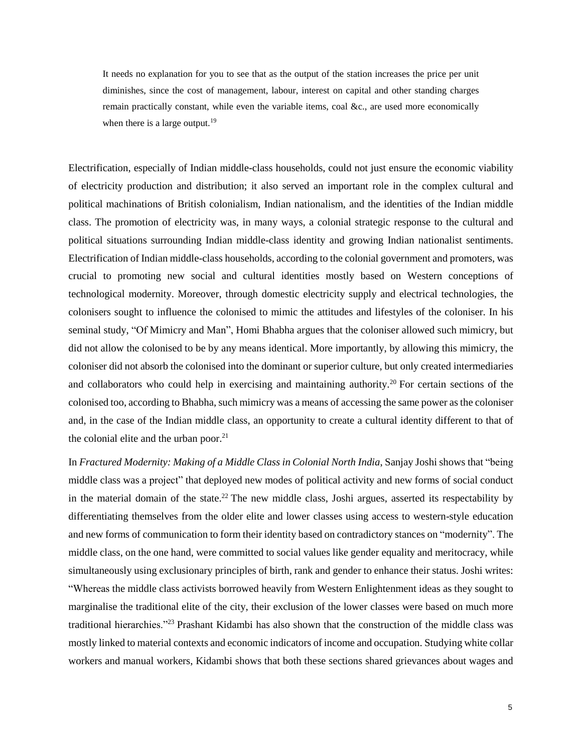> It needs no explanation for you to see that as the output of the station increases the price per unit diminishes, since the cost of management, labour, interest on capital and other standing charges remain practically constant, while even the variable items, coal &c., are used more economically when there is a large output.[19]

Electrification, especially of Indian middle-class households, could not just ensure the economic viability of electricity production and distribution; it also served an important role in the complex cultural and political machinations of British colonialism, Indian nationalism, and the identities of the Indian middle class. The promotion of electricity was, in many ways, a colonial strategic response to the cultural and political situations surrounding Indian middle-class identity and growing Indian nationalist sentiments. Electrification of Indian middle-class households, according to the colonial government and promoters, was crucial to promoting new social and cultural identities mostly based on Western conceptions of technological modernity. Moreover, through domestic electricity supply and electrical technologies, the colonisers sought to influence the colonised to mimic the attitudes and lifestyles of the coloniser. In his seminal study, "Of Mimicry and Man", Homi Bhabha argues that the coloniser allowed such mimicry, but did not allow the colonised to be by any means identical. More importantly, by allowing this mimicry, the coloniser did not absorb the colonised into the dominant or superior culture, but only created intermediaries and collaborators who could help in exercising and maintaining authority.[20] For certain sections of the colonised too, according to Bhabha, such mimicry was a means of accessing the same power as the coloniser and, in the case of the Indian middle class, an opportunity to create a cultural identity different to that of the colonial elite and the urban poor.[21]

In *Fractured Modernity: Making of a Middle Class in Colonial North India*, Sanjay Joshi shows that "being middle class was a project" that deployed new modes of political activity and new forms of social conduct in the material domain of the state.[22] The new middle class, Joshi argues, asserted its respectability by differentiating themselves from the older elite and lower classes using access to western-style education and new forms of communication to form their identity based on contradictory stances on "modernity". The middle class, on the one hand, were committed to social values like gender equality and meritocracy, while simultaneously using exclusionary principles of birth, rank and gender to enhance their status. Joshi writes: "Whereas the middle class activists borrowed heavily from Western Enlightenment ideas as they sought to marginalise the traditional elite of the city, their exclusion of the lower classes were based on much more traditional hierarchies."[23] Prashant Kidambi has also shown that the construction of the middle class was mostly linked to material contexts and economic indicators of income and occupation. Studying white collar workers and manual workers, Kidambi shows that both these sections shared grievances about wages and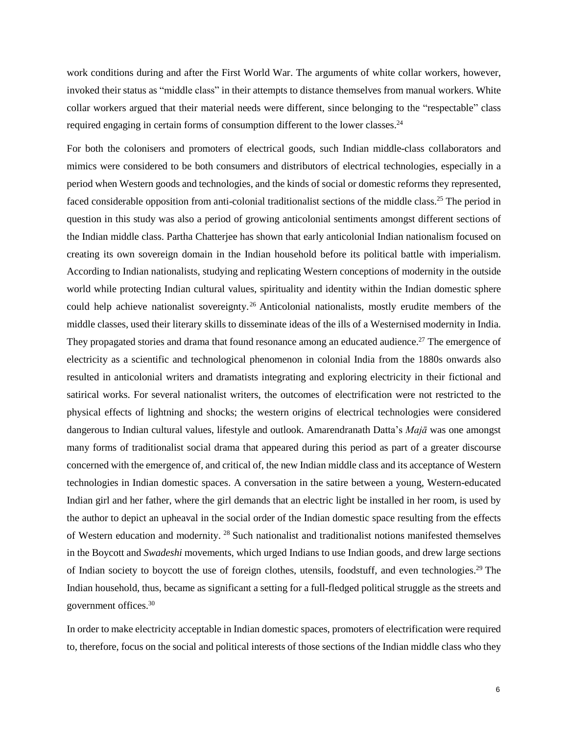work conditions during and after the First World War. The arguments of white collar workers, however, invoked their status as "middle class" in their attempts to distance themselves from manual workers. White collar workers argued that their material needs were different, since belonging to the "respectable" class required engaging in certain forms of consumption different to the lower classes.[24]

For both the colonisers and promoters of electrical goods, such Indian middle-class collaborators and mimics were considered to be both consumers and distributors of electrical technologies, especially in a period when Western goods and technologies, and the kinds of social or domestic reforms they represented, faced considerable opposition from anti-colonial traditionalist sections of the middle class.[25] The period in question in this study was also a period of growing anticolonial sentiments amongst different sections of the Indian middle class. Partha Chatterjee has shown that early anticolonial Indian nationalism focused on creating its own sovereign domain in the Indian household before its political battle with imperialism. According to Indian nationalists, studying and replicating Western conceptions of modernity in the outside world while protecting Indian cultural values, spirituality and identity within the Indian domestic sphere could help achieve nationalist sovereignty.[26] Anticolonial nationalists, mostly erudite members of the middle classes, used their literary skills to disseminate ideas of the ills of a Westernised modernity in India. They propagated stories and drama that found resonance among an educated audience.[27] The emergence of electricity as a scientific and technological phenomenon in colonial India from the 1880s onwards also resulted in anticolonial writers and dramatists integrating and exploring electricity in their fictional and satirical works. For several nationalist writers, the outcomes of electrification were not restricted to the physical effects of lightning and shocks; the western origins of electrical technologies were considered dangerous to Indian cultural values, lifestyle and outlook. Amarendranath Datta's *Majā* was one amongst many forms of traditionalist social drama that appeared during this period as part of a greater discourse concerned with the emergence of, and critical of, the new Indian middle class and its acceptance of Western technologies in Indian domestic spaces. A conversation in the satire between a young, Western-educated Indian girl and her father, where the girl demands that an electric light be installed in her room, is used by the author to depict an upheaval in the social order of the Indian domestic space resulting from the effects of Western education and modernity.[28] Such nationalist and traditionalist notions manifested themselves in the Boycott and *Swadeshi* movements, which urged Indians to use Indian goods, and drew large sections of Indian society to boycott the use of foreign clothes, utensils, foodstuff, and even technologies.[29] The Indian household, thus, became as significant a setting for a full-fledged political struggle as the streets and government offices.[30]

In order to make electricity acceptable in Indian domestic spaces, promoters of electrification were required to, therefore, focus on the social and political interests of those sections of the Indian middle class who they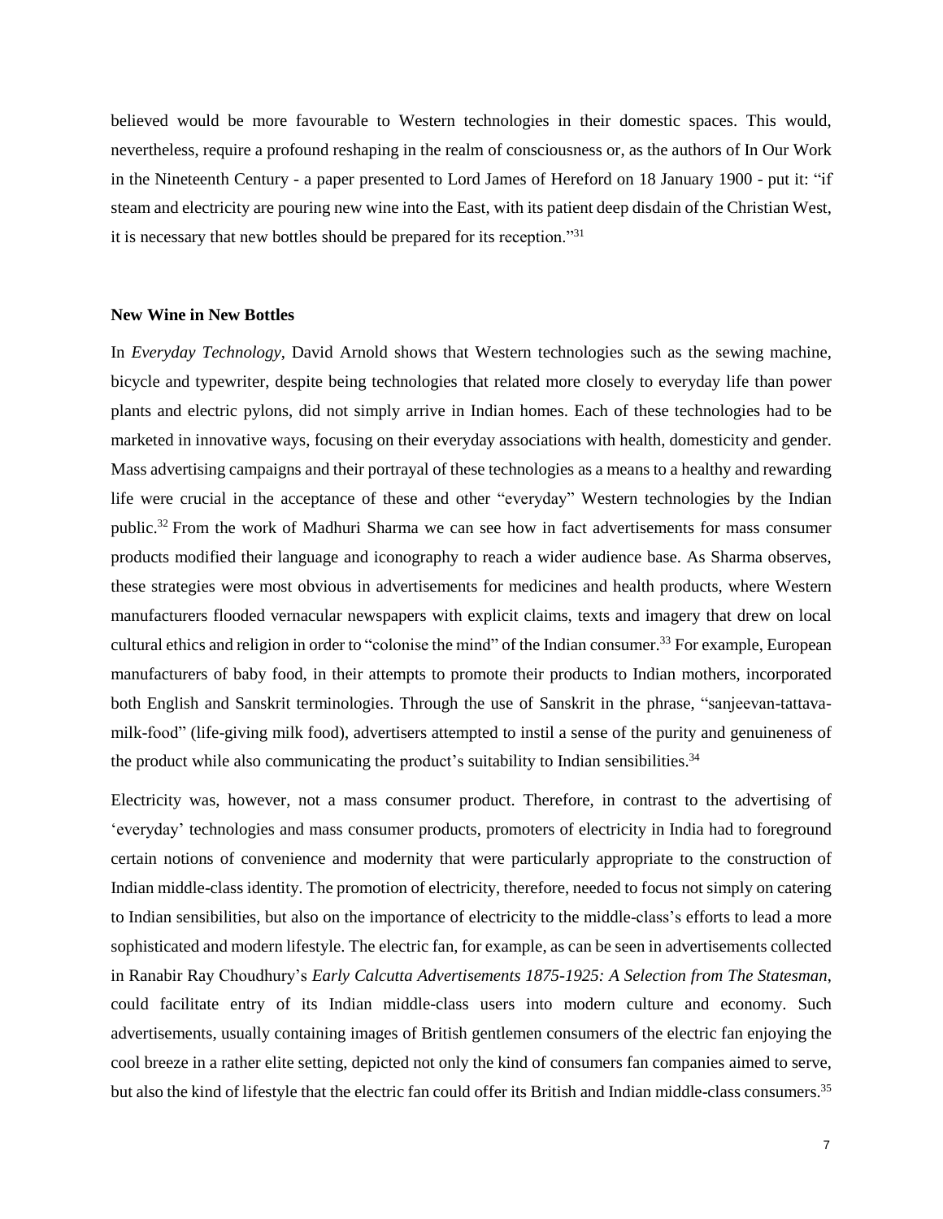believed would be more favourable to Western technologies in their domestic spaces. This would, nevertheless, require a profound reshaping in the realm of consciousness or, as the authors of In Our Work in the Nineteenth Century - a paper presented to Lord James of Hereford on 18 January 1900 - put it: "if steam and electricity are pouring new wine into the East, with its patient deep disdain of the Christian West, it is necessary that new bottles should be prepared for its reception."[31]

### New Wine in New Bottles

In *Everyday Technology*, David Arnold shows that Western technologies such as the sewing machine, bicycle and typewriter, despite being technologies that related more closely to everyday life than power plants and electric pylons, did not simply arrive in Indian homes. Each of these technologies had to be marketed in innovative ways, focusing on their everyday associations with health, domesticity and gender. Mass advertising campaigns and their portrayal of these technologies as a means to a healthy and rewarding life were crucial in the acceptance of these and other "everyday" Western technologies by the Indian public.[32] From the work of Madhuri Sharma we can see how in fact advertisements for mass consumer products modified their language and iconography to reach a wider audience base. As Sharma observes, these strategies were most obvious in advertisements for medicines and health products, where Western manufacturers flooded vernacular newspapers with explicit claims, texts and imagery that drew on local cultural ethics and religion in order to "colonise the mind" of the Indian consumer.[33] For example, European manufacturers of baby food, in their attempts to promote their products to Indian mothers, incorporated both English and Sanskrit terminologies. Through the use of Sanskrit in the phrase, "sanjeevan-tattava-milk-food" (life-giving milk food), advertisers attempted to instil a sense of the purity and genuineness of the product while also communicating the product's suitability to Indian sensibilities.[34]

Electricity was, however, not a mass consumer product. Therefore, in contrast to the advertising of 'everyday' technologies and mass consumer products, promoters of electricity in India had to foreground certain notions of convenience and modernity that were particularly appropriate to the construction of Indian middle-class identity. The promotion of electricity, therefore, needed to focus not simply on catering to Indian sensibilities, but also on the importance of electricity to the middle-class's efforts to lead a more sophisticated and modern lifestyle. The electric fan, for example, as can be seen in advertisements collected in Ranabir Ray Choudhury's *Early Calcutta Advertisements 1875-1925: A Selection from The Statesman*, could facilitate entry of its Indian middle-class users into modern culture and economy. Such advertisements, usually containing images of British gentlemen consumers of the electric fan enjoying the cool breeze in a rather elite setting, depicted not only the kind of consumers fan companies aimed to serve, but also the kind of lifestyle that the electric fan could offer its British and Indian middle-class consumers.[35]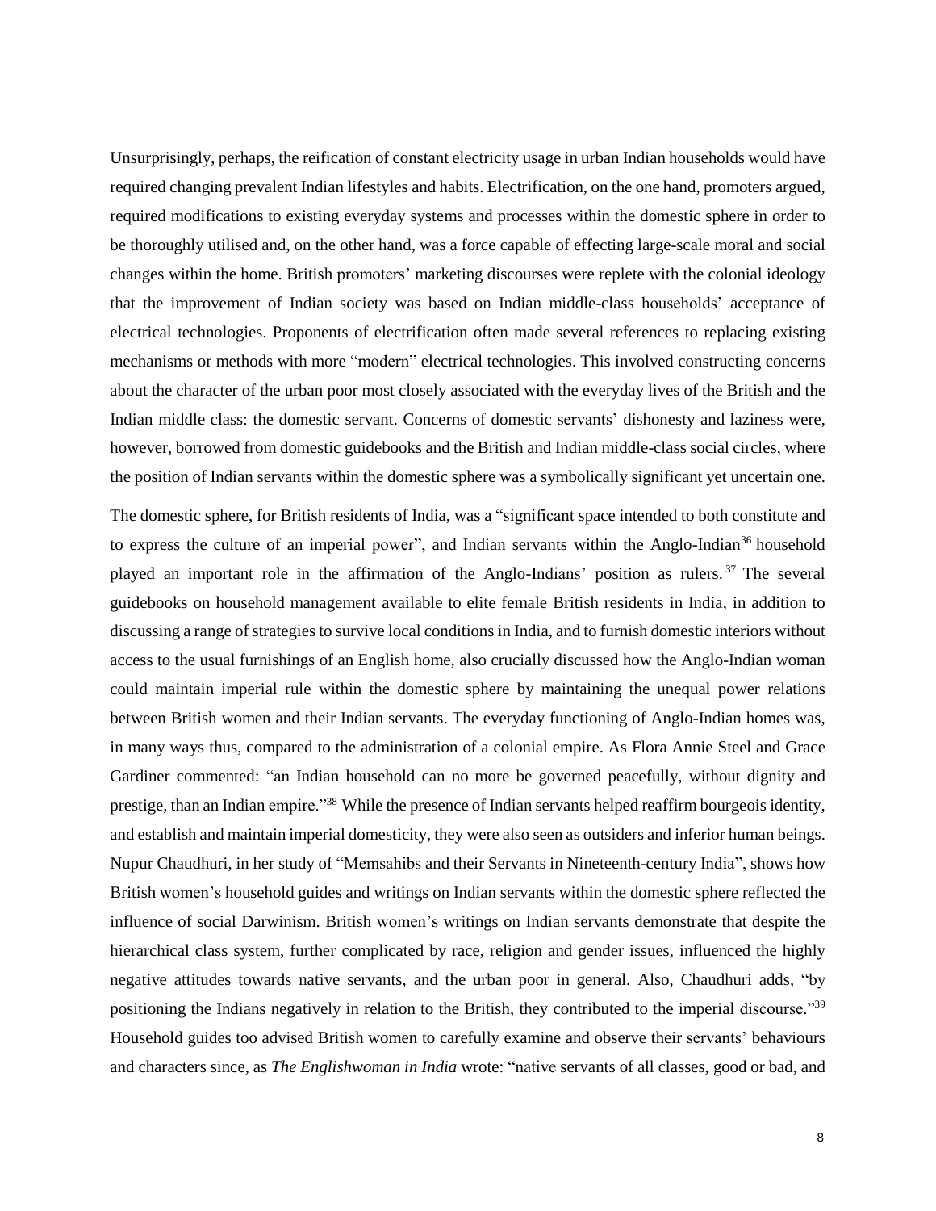Unsurprisingly, perhaps, the reification of constant electricity usage in urban Indian households would have required changing prevalent Indian lifestyles and habits. Electrification, on the one hand, promoters argued, required modifications to existing everyday systems and processes within the domestic sphere in order to be thoroughly utilised and, on the other hand, was a force capable of effecting large-scale moral and social changes within the home. British promoters' marketing discourses were replete with the colonial ideology that the improvement of Indian society was based on Indian middle-class households' acceptance of electrical technologies. Proponents of electrification often made several references to replacing existing mechanisms or methods with more "modern" electrical technologies. This involved constructing concerns about the character of the urban poor most closely associated with the everyday lives of the British and the Indian middle class: the domestic servant. Concerns of domestic servants' dishonesty and laziness were, however, borrowed from domestic guidebooks and the British and Indian middle-class social circles, where the position of Indian servants within the domestic sphere was a symbolically significant yet uncertain one.

The domestic sphere, for British residents of India, was a "significant space intended to both constitute and to express the culture of an imperial power", and Indian servants within the Anglo-Indian[36] household played an important role in the affirmation of the Anglo-Indians' position as rulers.[37] The several guidebooks on household management available to elite female British residents in India, in addition to discussing a range of strategies to survive local conditions in India, and to furnish domestic interiors without access to the usual furnishings of an English home, also crucially discussed how the Anglo-Indian woman could maintain imperial rule within the domestic sphere by maintaining the unequal power relations between British women and their Indian servants. The everyday functioning of Anglo-Indian homes was, in many ways thus, compared to the administration of a colonial empire. As Flora Annie Steel and Grace Gardiner commented: "an Indian household can no more be governed peacefully, without dignity and prestige, than an Indian empire."[38] While the presence of Indian servants helped reaffirm bourgeois identity, and establish and maintain imperial domesticity, they were also seen as outsiders and inferior human beings. Nupur Chaudhuri, in her study of "Memsahibs and their Servants in Nineteenth-century India", shows how British women's household guides and writings on Indian servants within the domestic sphere reflected the influence of social Darwinism. British women's writings on Indian servants demonstrate that despite the hierarchical class system, further complicated by race, religion and gender issues, influenced the highly negative attitudes towards native servants, and the urban poor in general. Also, Chaudhuri adds, "by positioning the Indians negatively in relation to the British, they contributed to the imperial discourse."[39] Household guides too advised British women to carefully examine and observe their servants' behaviours and characters since, as *The Englishwoman in India* wrote: "native servants of all classes, good or bad, and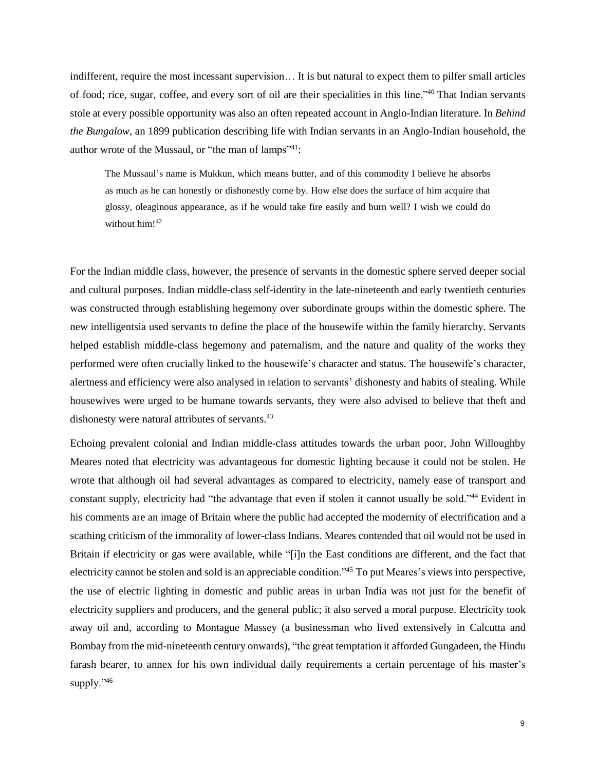indifferent, require the most incessant supervision… It is but natural to expect them to pilfer small articles of food; rice, sugar, coffee, and every sort of oil are their specialities in this line."[40] That Indian servants stole at every possible opportunity was also an often repeated account in Anglo-Indian literature. In *Behind the Bungalow*, an 1899 publication describing life with Indian servants in an Anglo-Indian household, the author wrote of the Mussaul, or "the man of lamps"[41]:

> The Mussaul's name is Mukkun, which means butter, and of this commodity I believe he absorbs as much as he can honestly or dishonestly come by. How else does the surface of him acquire that glossy, oleaginous appearance, as if he would take fire easily and burn well? I wish we could do without him![42]

For the Indian middle class, however, the presence of servants in the domestic sphere served deeper social and cultural purposes. Indian middle-class self-identity in the late-nineteenth and early twentieth centuries was constructed through establishing hegemony over subordinate groups within the domestic sphere. The new intelligentsia used servants to define the place of the housewife within the family hierarchy. Servants helped establish middle-class hegemony and paternalism, and the nature and quality of the works they performed were often crucially linked to the housewife's character and status. The housewife's character, alertness and efficiency were also analysed in relation to servants' dishonesty and habits of stealing. While housewives were urged to be humane towards servants, they were also advised to believe that theft and dishonesty were natural attributes of servants.[43]

Echoing prevalent colonial and Indian middle-class attitudes towards the urban poor, John Willoughby Meares noted that electricity was advantageous for domestic lighting because it could not be stolen. He wrote that although oil had several advantages as compared to electricity, namely ease of transport and constant supply, electricity had "the advantage that even if stolen it cannot usually be sold."[44] Evident in his comments are an image of Britain where the public had accepted the modernity of electrification and a scathing criticism of the immorality of lower-class Indians. Meares contended that oil would not be used in Britain if electricity or gas were available, while "[i]n the East conditions are different, and the fact that electricity cannot be stolen and sold is an appreciable condition."[45] To put Meares's views into perspective, the use of electric lighting in domestic and public areas in urban India was not just for the benefit of electricity suppliers and producers, and the general public; it also served a moral purpose. Electricity took away oil and, according to Montague Massey (a businessman who lived extensively in Calcutta and Bombay from the mid-nineteenth century onwards), "the great temptation it afforded Gungadeen, the Hindu farash bearer, to annex for his own individual daily requirements a certain percentage of his master's supply."[46]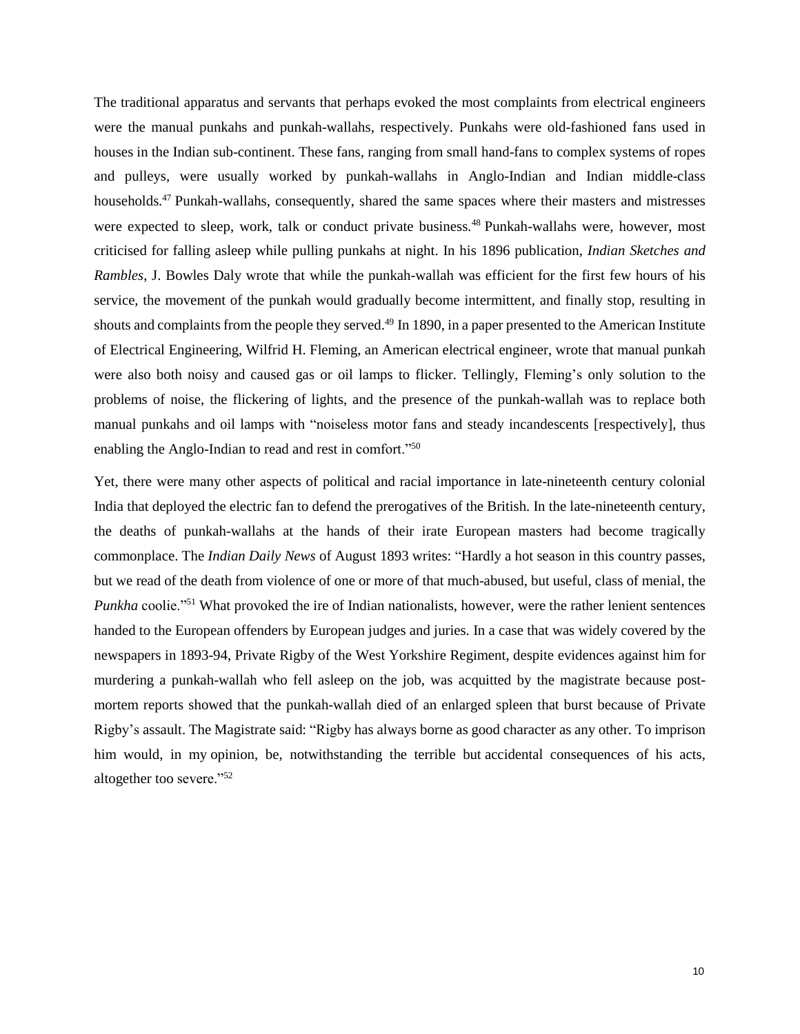The traditional apparatus and servants that perhaps evoked the most complaints from electrical engineers were the manual punkahs and punkah-wallahs, respectively. Punkahs were old-fashioned fans used in houses in the Indian sub-continent. These fans, ranging from small hand-fans to complex systems of ropes and pulleys, were usually worked by punkah-wallahs in Anglo-Indian and Indian middle-class households.[47] Punkah-wallahs, consequently, shared the same spaces where their masters and mistresses were expected to sleep, work, talk or conduct private business.[48] Punkah-wallahs were, however, most criticised for falling asleep while pulling punkahs at night. In his 1896 publication, *Indian Sketches and Rambles*, J. Bowles Daly wrote that while the punkah-wallah was efficient for the first few hours of his service, the movement of the punkah would gradually become intermittent, and finally stop, resulting in shouts and complaints from the people they served.[49] In 1890, in a paper presented to the American Institute of Electrical Engineering, Wilfrid H. Fleming, an American electrical engineer, wrote that manual punkah were also both noisy and caused gas or oil lamps to flicker. Tellingly, Fleming's only solution to the problems of noise, the flickering of lights, and the presence of the punkah-wallah was to replace both manual punkahs and oil lamps with "noiseless motor fans and steady incandescents [respectively], thus enabling the Anglo-Indian to read and rest in comfort."[50]

Yet, there were many other aspects of political and racial importance in late-nineteenth century colonial India that deployed the electric fan to defend the prerogatives of the British. In the late-nineteenth century, the deaths of punkah-wallahs at the hands of their irate European masters had become tragically commonplace. The *Indian Daily News* of August 1893 writes: "Hardly a hot season in this country passes, but we read of the death from violence of one or more of that much-abused, but useful, class of menial, the *Punkha* coolie."[51] What provoked the ire of Indian nationalists, however, were the rather lenient sentences handed to the European offenders by European judges and juries. In a case that was widely covered by the newspapers in 1893-94, Private Rigby of the West Yorkshire Regiment, despite evidences against him for murdering a punkah-wallah who fell asleep on the job, was acquitted by the magistrate because post-mortem reports showed that the punkah-wallah died of an enlarged spleen that burst because of Private Rigby's assault. The Magistrate said: "Rigby has always borne as good character as any other. To imprison him would, in my opinion, be, notwithstanding the terrible but accidental consequences of his acts, altogether too severe."[52]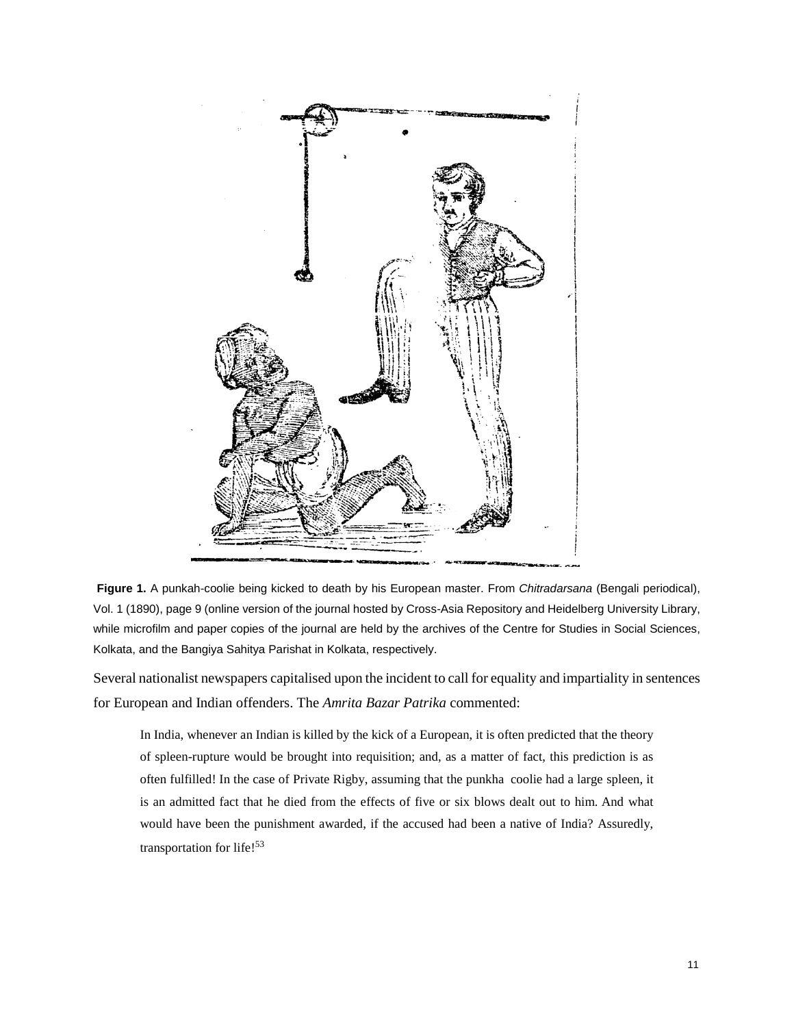**Figure 1.** A punkah-coolie being kicked to death by his European master. From *Chitradarsana* (Bengali periodical), Vol. 1 (1890), page 9 (online version of the journal hosted by Cross-Asia Repository and Heidelberg University Library, while microfilm and paper copies of the journal are held by the archives of the Centre for Studies in Social Sciences, Kolkata, and the Bangiya Sahitya Parishat in Kolkata, respectively.

Several nationalist newspapers capitalised upon the incident to call for equality and impartiality in sentences for European and Indian offenders. The *Amrita Bazar Patrika* commented:

> In India, whenever an Indian is killed by the kick of a European, it is often predicted that the theory of spleen-rupture would be brought into requisition; and, as a matter of fact, this prediction is as often fulfilled! In the case of Private Rigby, assuming that the punkha coolie had a large spleen, it is an admitted fact that he died from the effects of five or six blows dealt out to him. And what would have been the punishment awarded, if the accused had been a native of India? Assuredly, transportation for life![53]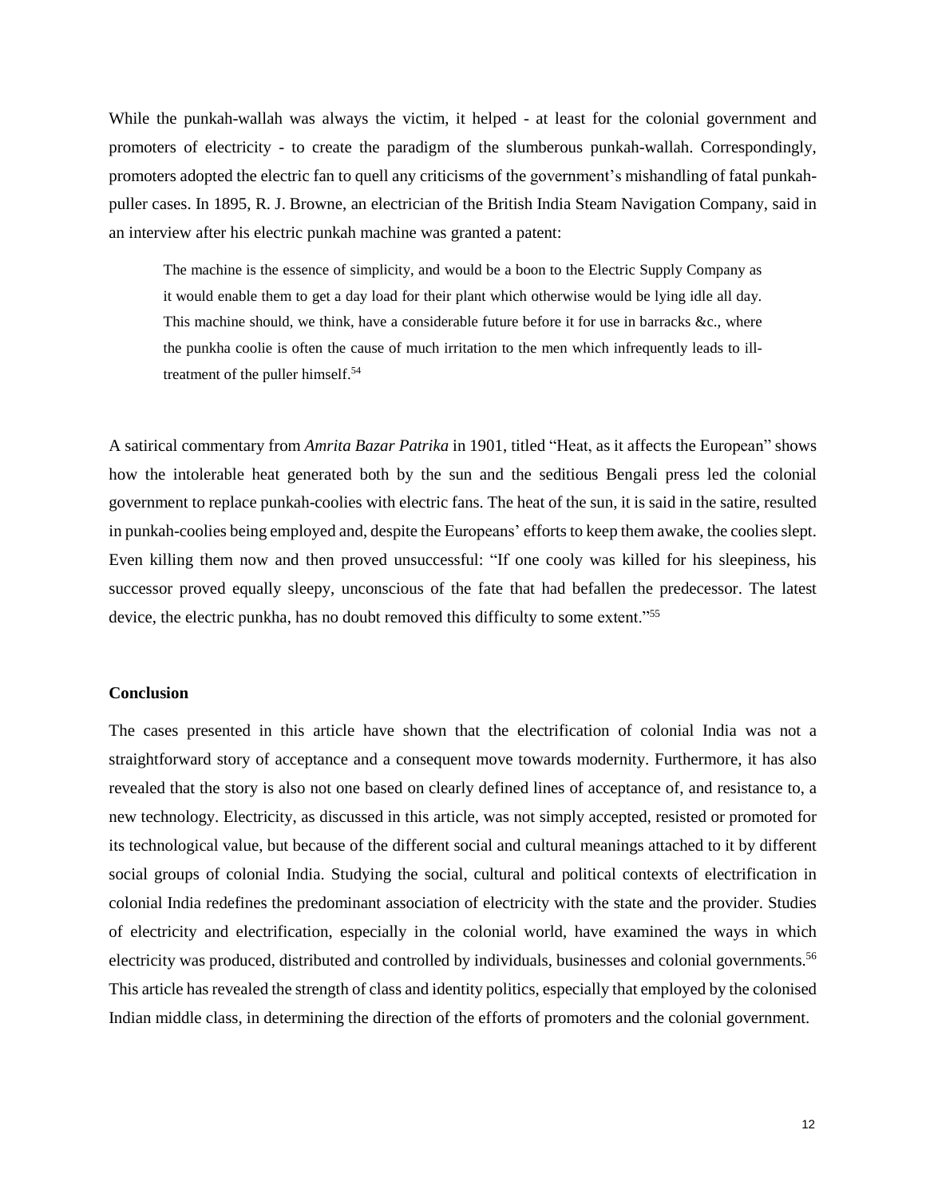While the punkah-wallah was always the victim, it helped - at least for the colonial government and promoters of electricity - to create the paradigm of the slumberous punkah-wallah. Correspondingly, promoters adopted the electric fan to quell any criticisms of the government's mishandling of fatal punkah-puller cases. In 1895, R. J. Browne, an electrician of the British India Steam Navigation Company, said in an interview after his electric punkah machine was granted a patent:

> The machine is the essence of simplicity, and would be a boon to the Electric Supply Company as it would enable them to get a day load for their plant which otherwise would be lying idle all day. This machine should, we think, have a considerable future before it for use in barracks &c., where the punkha coolie is often the cause of much irritation to the men which infrequently leads to ill-treatment of the puller himself.[54]

A satirical commentary from *Amrita Bazar Patrika* in 1901, titled "Heat, as it affects the European" shows how the intolerable heat generated both by the sun and the seditious Bengali press led the colonial government to replace punkah-coolies with electric fans. The heat of the sun, it is said in the satire, resulted in punkah-coolies being employed and, despite the Europeans' efforts to keep them awake, the coolies slept. Even killing them now and then proved unsuccessful: "If one cooly was killed for his sleepiness, his successor proved equally sleepy, unconscious of the fate that had befallen the predecessor. The latest device, the electric punkha, has no doubt removed this difficulty to some extent."[55]

**Conclusion**

The cases presented in this article have shown that the electrification of colonial India was not a straightforward story of acceptance and a consequent move towards modernity. Furthermore, it has also revealed that the story is also not one based on clearly defined lines of acceptance of, and resistance to, a new technology. Electricity, as discussed in this article, was not simply accepted, resisted or promoted for its technological value, but because of the different social and cultural meanings attached to it by different social groups of colonial India. Studying the social, cultural and political contexts of electrification in colonial India redefines the predominant association of electricity with the state and the provider. Studies of electricity and electrification, especially in the colonial world, have examined the ways in which electricity was produced, distributed and controlled by individuals, businesses and colonial governments.[56] This article has revealed the strength of class and identity politics, especially that employed by the colonised Indian middle class, in determining the direction of the efforts of promoters and the colonial government.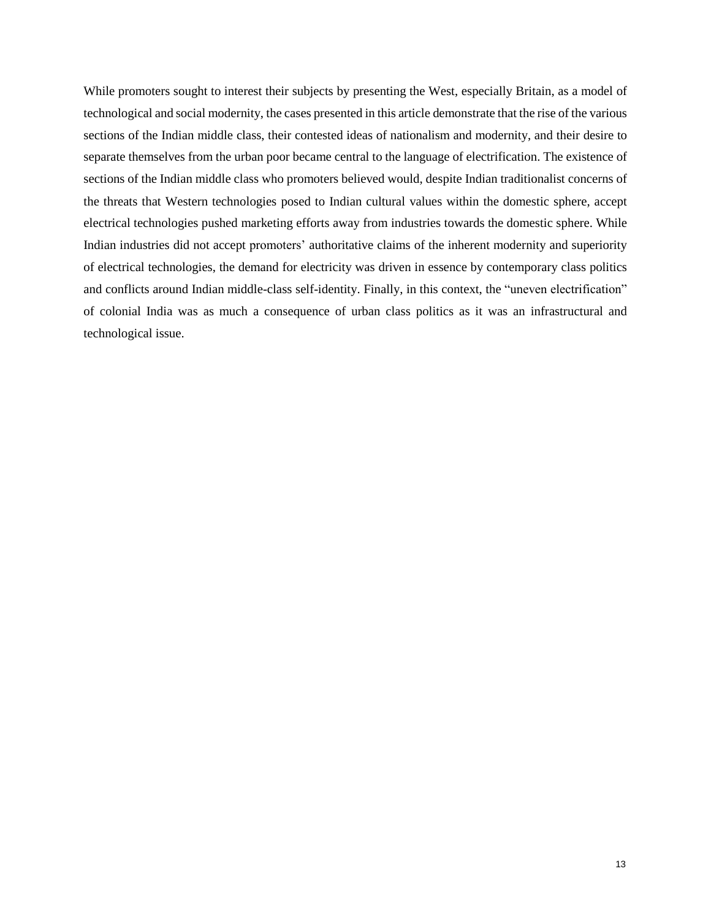While promoters sought to interest their subjects by presenting the West, especially Britain, as a model of technological and social modernity, the cases presented in this article demonstrate that the rise of the various sections of the Indian middle class, their contested ideas of nationalism and modernity, and their desire to separate themselves from the urban poor became central to the language of electrification. The existence of sections of the Indian middle class who promoters believed would, despite Indian traditionalist concerns of the threats that Western technologies posed to Indian cultural values within the domestic sphere, accept electrical technologies pushed marketing efforts away from industries towards the domestic sphere. While Indian industries did not accept promoters' authoritative claims of the inherent modernity and superiority of electrical technologies, the demand for electricity was driven in essence by contemporary class politics and conflicts around Indian middle-class self-identity. Finally, in this context, the "uneven electrification" of colonial India was as much a consequence of urban class politics as it was an infrastructural and technological issue.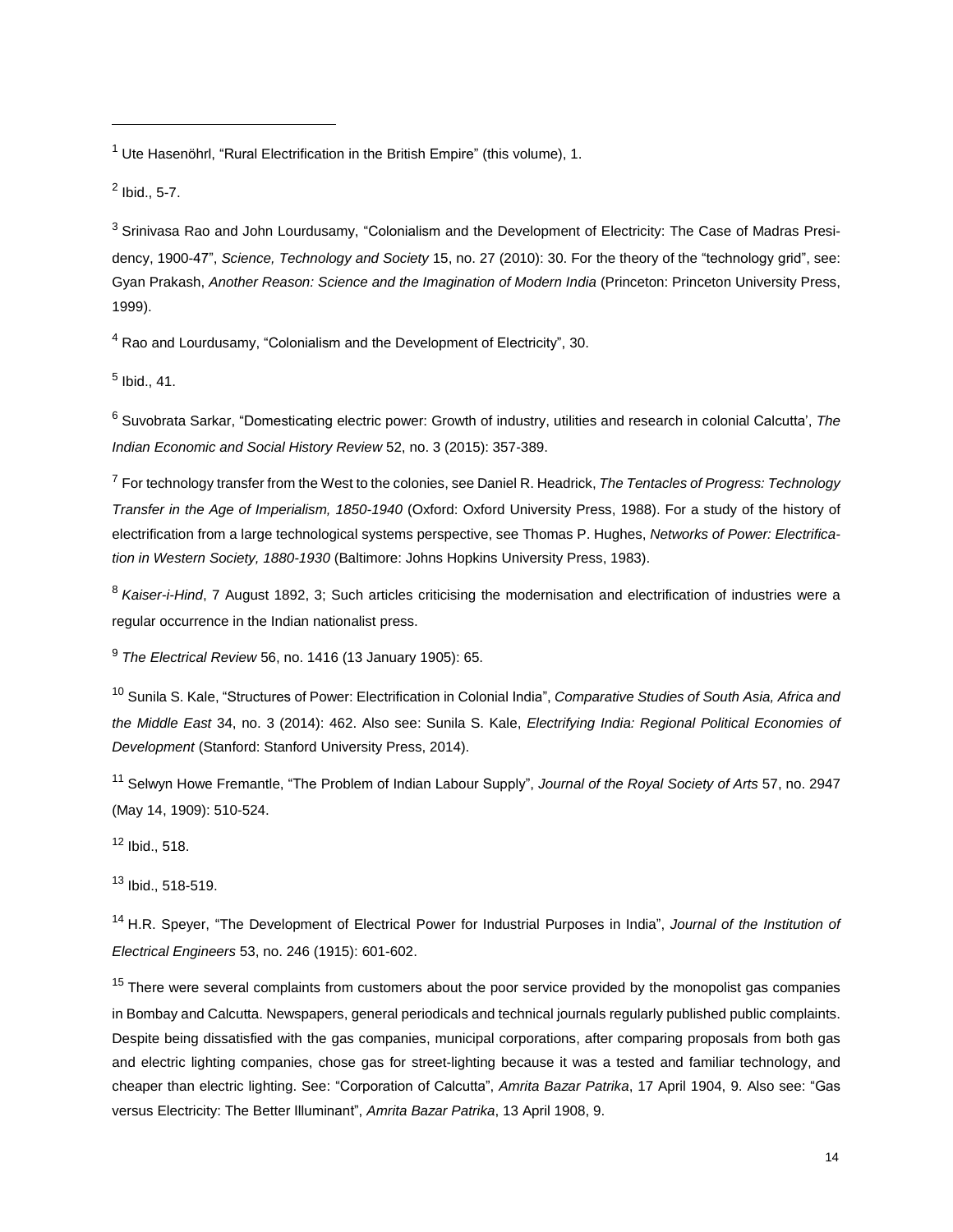[1] Ute Hasenöhrl, "Rural Electrification in the British Empire" (this volume), 1.

[2] Ibid., 5-7.

[3] Srinivasa Rao and John Lourdusamy, "Colonialism and the Development of Electricity: The Case of Madras Presidency, 1900-47", *Science, Technology and Society* 15, no. 27 (2010): 30. For the theory of the "technology grid", see: Gyan Prakash, *Another Reason: Science and the Imagination of Modern India* (Princeton: Princeton University Press, 1999).

[4] Rao and Lourdusamy, "Colonialism and the Development of Electricity", 30.

[5] Ibid., 41.

[6] Suvobrata Sarkar, "Domesticating electric power: Growth of industry, utilities and research in colonial Calcutta', *The Indian Economic and Social History Review* 52, no. 3 (2015): 357-389.

[7] For technology transfer from the West to the colonies, see Daniel R. Headrick, *The Tentacles of Progress: Technology Transfer in the Age of Imperialism, 1850-1940* (Oxford: Oxford University Press, 1988). For a study of the history of electrification from a large technological systems perspective, see Thomas P. Hughes, *Networks of Power: Electrification in Western Society, 1880-1930* (Baltimore: Johns Hopkins University Press, 1983).

[8] *Kaiser-i-Hind*, 7 August 1892, 3; Such articles criticising the modernisation and electrification of industries were a regular occurrence in the Indian nationalist press.

[9] *The Electrical Review* 56, no. 1416 (13 January 1905): 65.

[10] Sunila S. Kale, "Structures of Power: Electrification in Colonial India", *Comparative Studies of South Asia, Africa and the Middle East* 34, no. 3 (2014): 462. Also see: Sunila S. Kale, *Electrifying India: Regional Political Economies of Development* (Stanford: Stanford University Press, 2014).

[11] Selwyn Howe Fremantle, "The Problem of Indian Labour Supply", *Journal of the Royal Society of Arts* 57, no. 2947 (May 14, 1909): 510-524.

[12] Ibid., 518.

[13] Ibid., 518-519.

[14] H.R. Speyer, "The Development of Electrical Power for Industrial Purposes in India", *Journal of the Institution of Electrical Engineers* 53, no. 246 (1915): 601-602.

[15] There were several complaints from customers about the poor service provided by the monopolist gas companies in Bombay and Calcutta. Newspapers, general periodicals and technical journals regularly published public complaints. Despite being dissatisfied with the gas companies, municipal corporations, after comparing proposals from both gas and electric lighting companies, chose gas for street-lighting because it was a tested and familiar technology, and cheaper than electric lighting. See: "Corporation of Calcutta", *Amrita Bazar Patrika*, 17 April 1904, 9. Also see: "Gas versus Electricity: The Better Illuminant", *Amrita Bazar Patrika*, 13 April 1908, 9.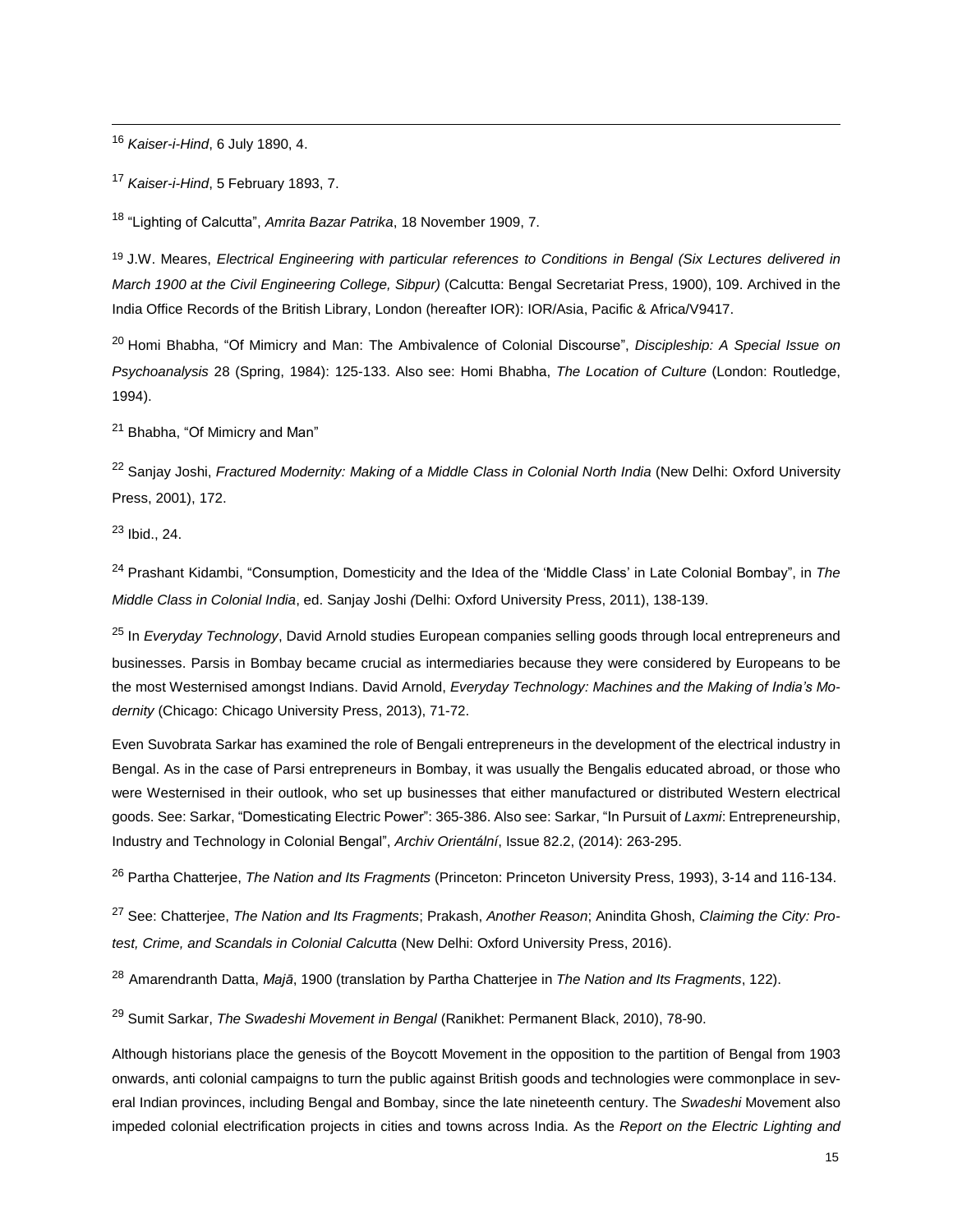[16] *Kaiser-i-Hind*, 6 July 1890, 4.

[17] *Kaiser-i-Hind*, 5 February 1893, 7.

[18] "Lighting of Calcutta", *Amrita Bazar Patrika*, 18 November 1909, 7.

[19] J.W. Meares, *Electrical Engineering with particular references to Conditions in Bengal (Six Lectures delivered in March 1900 at the Civil Engineering College, Sibpur)* (Calcutta: Bengal Secretariat Press, 1900), 109. Archived in the India Office Records of the British Library, London (hereafter IOR): IOR/Asia, Pacific & Africa/V9417.

[20] Homi Bhabha, "Of Mimicry and Man: The Ambivalence of Colonial Discourse", *Discipleship: A Special Issue on Psychoanalysis* 28 (Spring, 1984): 125-133. Also see: Homi Bhabha, *The Location of Culture* (London: Routledge, 1994).

[21] Bhabha, "Of Mimicry and Man"

[22] Sanjay Joshi, *Fractured Modernity: Making of a Middle Class in Colonial North India* (New Delhi: Oxford University Press, 2001), 172.

[23] Ibid., 24.

[24] Prashant Kidambi, "Consumption, Domesticity and the Idea of the 'Middle Class' in Late Colonial Bombay", in *The Middle Class in Colonial India*, ed. Sanjay Joshi *(*Delhi: Oxford University Press, 2011), 138-139.

[25] In *Everyday Technology*, David Arnold studies European companies selling goods through local entrepreneurs and businesses. Parsis in Bombay became crucial as intermediaries because they were considered by Europeans to be the most Westernised amongst Indians. David Arnold, *Everyday Technology: Machines and the Making of India's Modernity* (Chicago: Chicago University Press, 2013), 71-72.

Even Suvobrata Sarkar has examined the role of Bengali entrepreneurs in the development of the electrical industry in Bengal. As in the case of Parsi entrepreneurs in Bombay, it was usually the Bengalis educated abroad, or those who were Westernised in their outlook, who set up businesses that either manufactured or distributed Western electrical goods. See: Sarkar, "Domesticating Electric Power": 365-386. Also see: Sarkar, "In Pursuit of *Laxmi*: Entrepreneurship, Industry and Technology in Colonial Bengal", *Archiv Orientální*, Issue 82.2, (2014): 263-295.

[26] Partha Chatterjee, *The Nation and Its Fragments* (Princeton: Princeton University Press, 1993), 3-14 and 116-134.

[27] See: Chatterjee, *The Nation and Its Fragments*; Prakash, *Another Reason*; Anindita Ghosh, *Claiming the City: Protest, Crime, and Scandals in Colonial Calcutta* (New Delhi: Oxford University Press, 2016).

[28] Amarendranth Datta, *Majā*, 1900 (translation by Partha Chatterjee in *The Nation and Its Fragments*, 122).

[29] Sumit Sarkar, *The Swadeshi Movement in Bengal* (Ranikhet: Permanent Black, 2010), 78-90.

Although historians place the genesis of the Boycott Movement in the opposition to the partition of Bengal from 1903 onwards, anti colonial campaigns to turn the public against British goods and technologies were commonplace in several Indian provinces, including Bengal and Bombay, since the late nineteenth century. The *Swadeshi* Movement also impeded colonial electrification projects in cities and towns across India. As the *Report on the Electric Lighting and*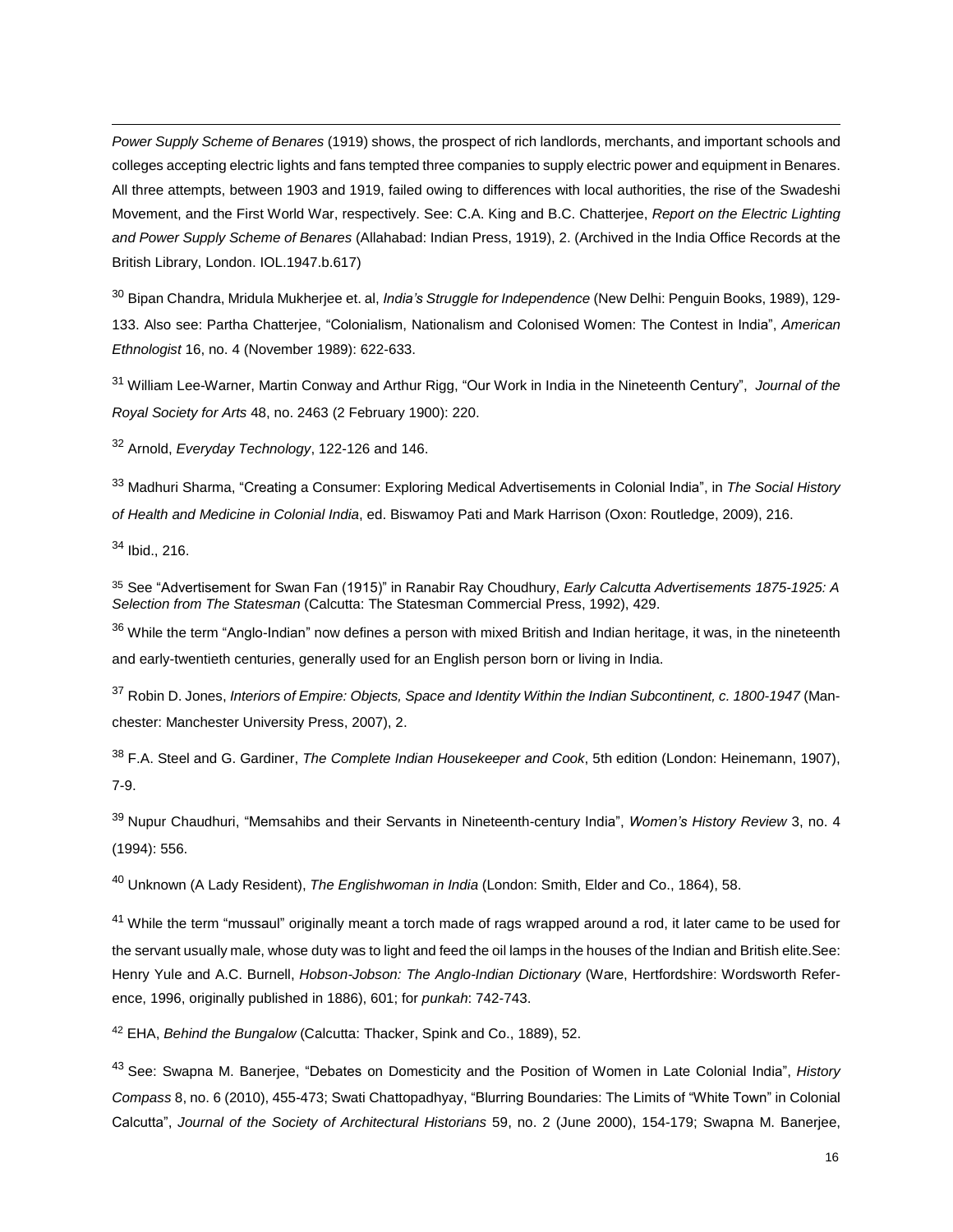*Power Supply Scheme of Benares* (1919) shows, the prospect of rich landlords, merchants, and important schools and colleges accepting electric lights and fans tempted three companies to supply electric power and equipment in Benares. All three attempts, between 1903 and 1919, failed owing to differences with local authorities, the rise of the Swadeshi Movement, and the First World War, respectively. See: C.A. King and B.C. Chatterjee, *Report on the Electric Lighting and Power Supply Scheme of Benares* (Allahabad: Indian Press, 1919), 2. (Archived in the India Office Records at the British Library, London. IOL.1947.b.617)

[30] Bipan Chandra, Mridula Mukherjee et. al, *India's Struggle for Independence* (New Delhi: Penguin Books, 1989), 129-133. Also see: Partha Chatterjee, "Colonialism, Nationalism and Colonised Women: The Contest in India", *American Ethnologist* 16, no. 4 (November 1989): 622-633.

[31] William Lee-Warner, Martin Conway and Arthur Rigg, "Our Work in India in the Nineteenth Century", *Journal of the Royal Society for Arts* 48, no. 2463 (2 February 1900): 220.

[32] Arnold, *Everyday Technology*, 122-126 and 146.

[33] Madhuri Sharma, "Creating a Consumer: Exploring Medical Advertisements in Colonial India", in *The Social History of Health and Medicine in Colonial India*, ed. Biswamoy Pati and Mark Harrison (Oxon: Routledge, 2009), 216.

[34] Ibid., 216.

[35] See "Advertisement for Swan Fan (1915)" in Ranabir Ray Choudhury, *Early Calcutta Advertisements 1875-1925: A Selection from The Statesman* (Calcutta: The Statesman Commercial Press, 1992), 429.

[36] While the term "Anglo-Indian" now defines a person with mixed British and Indian heritage, it was, in the nineteenth and early-twentieth centuries, generally used for an English person born or living in India.

[37] Robin D. Jones, *Interiors of Empire: Objects, Space and Identity Within the Indian Subcontinent, c. 1800-1947* (Manchester: Manchester University Press, 2007), 2.

[38] F.A. Steel and G. Gardiner, *The Complete Indian Housekeeper and Cook*, 5th edition (London: Heinemann, 1907), 7-9.

[39] Nupur Chaudhuri, "Memsahibs and their Servants in Nineteenth-century India", *Women's History Review* 3, no. 4 (1994): 556.

[40] Unknown (A Lady Resident), *The Englishwoman in India* (London: Smith, Elder and Co., 1864), 58.

[41] While the term "mussaul" originally meant a torch made of rags wrapped around a rod, it later came to be used for the servant usually male, whose duty was to light and feed the oil lamps in the houses of the Indian and British elite.See: Henry Yule and A.C. Burnell, *Hobson-Jobson: The Anglo-Indian Dictionary* (Ware, Hertfordshire: Wordsworth Reference, 1996, originally published in 1886), 601; for *punkah*: 742-743.

[42] EHA, *Behind the Bungalow* (Calcutta: Thacker, Spink and Co., 1889), 52.

[43] See: Swapna M. Banerjee, "Debates on Domesticity and the Position of Women in Late Colonial India", *History Compass* 8, no. 6 (2010), 455-473; Swati Chattopadhyay, "Blurring Boundaries: The Limits of "White Town" in Colonial Calcutta", *Journal of the Society of Architectural Historians* 59, no. 2 (June 2000), 154-179; Swapna M. Banerjee,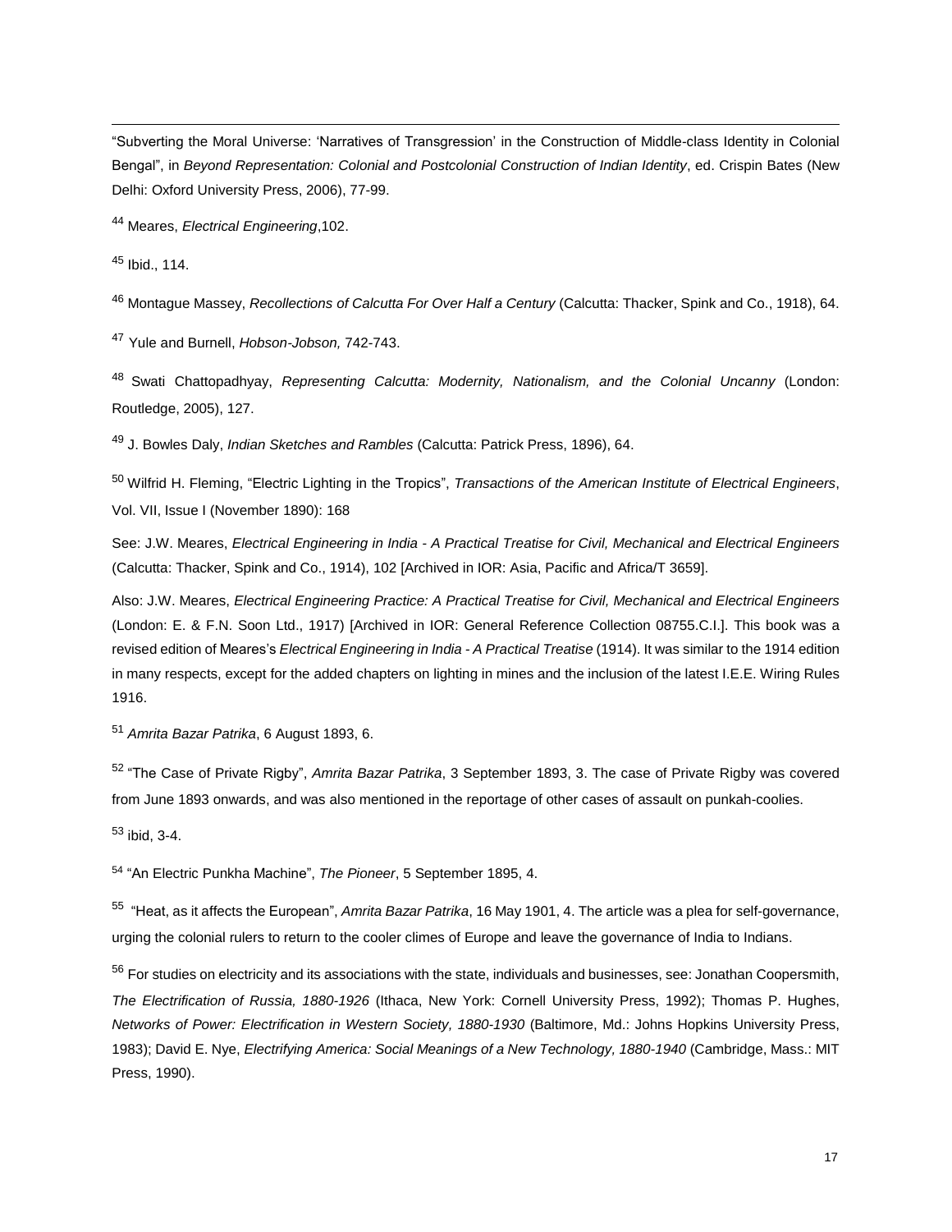"Subverting the Moral Universe: 'Narratives of Transgression' in the Construction of Middle-class Identity in Colonial Bengal", in *Beyond Representation: Colonial and Postcolonial Construction of Indian Identity*, ed. Crispin Bates (New Delhi: Oxford University Press, 2006), 77-99.

[44] Meares, *Electrical Engineering*,102.

[45] Ibid., 114.

[46] Montague Massey, *Recollections of Calcutta For Over Half a Century* (Calcutta: Thacker, Spink and Co., 1918), 64.

[47] Yule and Burnell, *Hobson-Jobson,* 742-743.

[48] Swati Chattopadhyay, *Representing Calcutta: Modernity, Nationalism, and the Colonial Uncanny* (London: Routledge, 2005), 127.

[49] J. Bowles Daly, *Indian Sketches and Rambles* (Calcutta: Patrick Press, 1896), 64.

[50] Wilfrid H. Fleming, "Electric Lighting in the Tropics", *Transactions of the American Institute of Electrical Engineers*, Vol. VII, Issue I (November 1890): 168

See: J.W. Meares, *Electrical Engineering in India - A Practical Treatise for Civil, Mechanical and Electrical Engineers* (Calcutta: Thacker, Spink and Co., 1914), 102 [Archived in IOR: Asia, Pacific and Africa/T 3659].

Also: J.W. Meares, *Electrical Engineering Practice: A Practical Treatise for Civil, Mechanical and Electrical Engineers* (London: E. & F.N. Soon Ltd., 1917) [Archived in IOR: General Reference Collection 08755.C.I.]. This book was a revised edition of Meares's *Electrical Engineering in India - A Practical Treatise* (1914). It was similar to the 1914 edition in many respects, except for the added chapters on lighting in mines and the inclusion of the latest I.E.E. Wiring Rules 1916.

[51] *Amrita Bazar Patrika*, 6 August 1893, 6.

[52] "The Case of Private Rigby", *Amrita Bazar Patrika*, 3 September 1893, 3. The case of Private Rigby was covered from June 1893 onwards, and was also mentioned in the reportage of other cases of assault on punkah-coolies.

[53] ibid, 3-4.

[54] "An Electric Punkha Machine", *The Pioneer*, 5 September 1895, 4.

[55] "Heat, as it affects the European", *Amrita Bazar Patrika*, 16 May 1901, 4. The article was a plea for self-governance, urging the colonial rulers to return to the cooler climes of Europe and leave the governance of India to Indians.

[56] For studies on electricity and its associations with the state, individuals and businesses, see: Jonathan Coopersmith, *The Electrification of Russia, 1880-1926* (Ithaca, New York: Cornell University Press, 1992); Thomas P. Hughes, *Networks of Power: Electrification in Western Society, 1880-1930* (Baltimore, Md.: Johns Hopkins University Press, 1983); David E. Nye, *Electrifying America: Social Meanings of a New Technology, 1880-1940* (Cambridge, Mass.: MIT Press, 1990).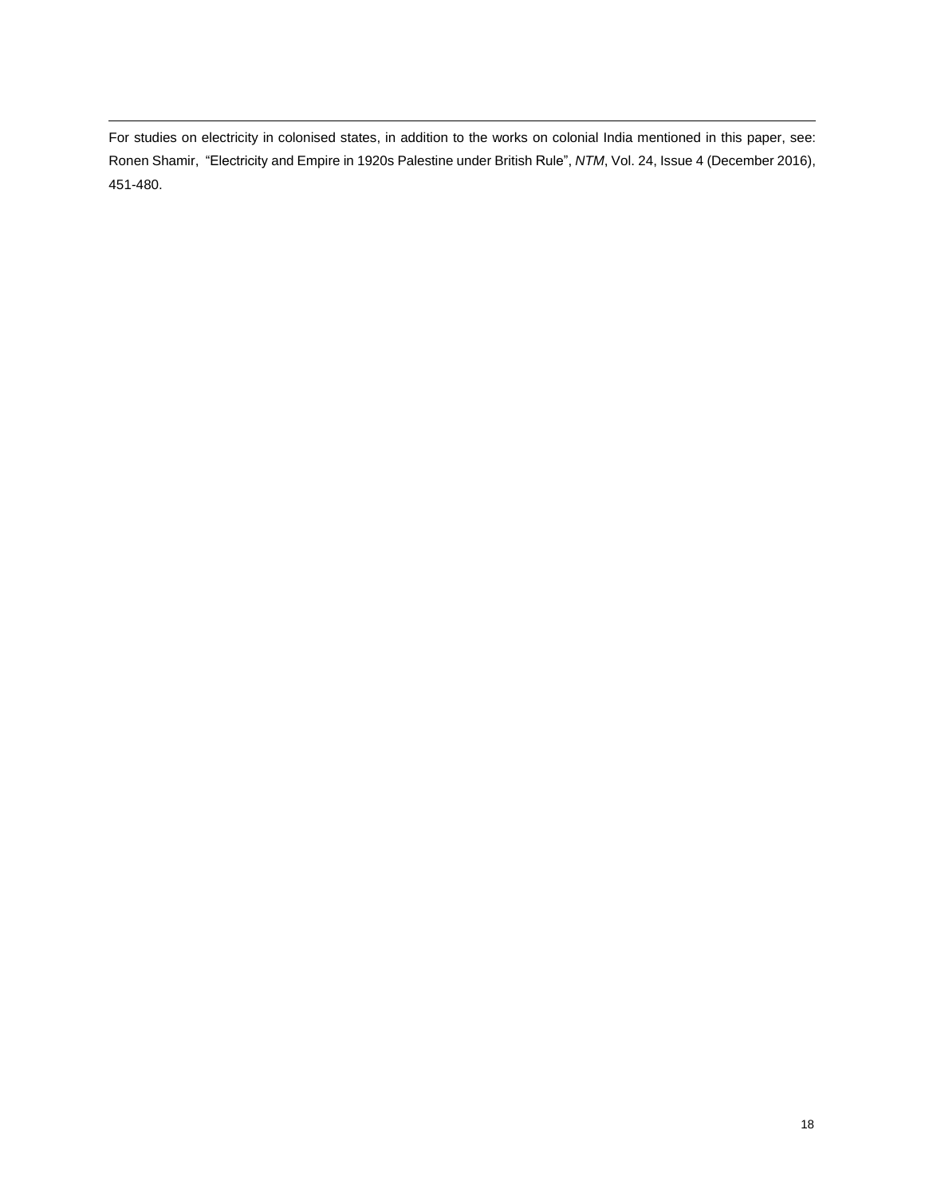For studies on electricity in colonised states, in addition to the works on colonial India mentioned in this paper, see: Ronen Shamir, "Electricity and Empire in 1920s Palestine under British Rule", *NTM*, Vol. 24, Issue 4 (December 2016), 451-480.